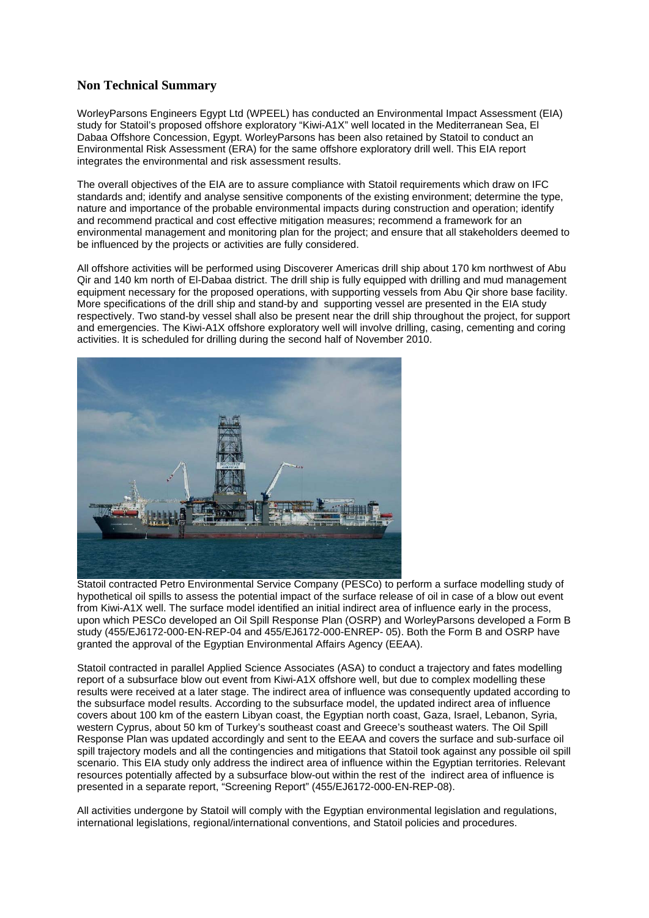## Non Technical Summary

WorleyParsons Engineers Egypt Ltd (WPEEL) has conducted an Environmental Impact Assessment (EIA) study for Statoil's proposed offshore exploratory "Kiwi-A1X" well located in the Mediterranean Sea, El Dabaa Offshore Concession, Egypt. WorleyParsons has been also retained by Statoil to conduct an Environmental Risk Assessment (ERA) for the same offshore exploratory drill well. This EIA report integrates the environmental and risk assessment results.

The overall objectives of the EIA are to assure compliance with Statoil requirements which draw on IFC standards and; identify and analyse sensitive components of the existing environment; determine the type, nature and importance of the probable environmental impacts during construction and operation; identify and recommend practical and cost effective mitigation measures; recommend a framework for an environmental management and monitoring plan for the project; and ensure that all stakeholders deemed to be influenced by the projects or activities are fully considered.

All offshore activities will be performed using Discoverer Americas drill ship about 170 km northwest of Abu Qir and 140 km north of El-Dabaa district. The drill ship is fully equipped with drilling and mud management equipment necessary for the proposed operations, with supporting vessels from Abu Qir shore base facility. More specifications of the drill ship and stand-by and supporting vessel are presented in the EIA study respectively. Two stand-by vessel shall also be present near the drill ship throughout the project, for support and emergencies. The Kiwi-A1X offshore exploratory well will involve drilling, casing, cementing and coring activities. It is scheduled for drilling during the second half of November 2010.

Statoil contracted Petro Environmental Service Company (PESCo) to perform a surface modelling study of hypothetical oil spills to assess the potential impact of the surface release of oil in case of a blow out event from Kiwi-A1X well. The surface model identified an initial indirect area of influence early in the process, upon which PESCo developed an Oil Spill Response Plan (OSRP) and WorleyParsons developed a Form B study (455/EJ6172-000-EN-REP-04 and 455/EJ6172-000-ENREP- 05). Both the Form B and OSRP have granted the approval of the Egyptian Environmental Affairs Agency (EEAA).

Statoil contracted in parallel Applied Science Associates (ASA) to conduct a trajectory and fates modelling report of a subsurface blow out event from Kiwi-A1X offshore well, but due to complex modelling these results were received at a later stage. The indirect area of influence was consequently updated according to the subsurface model results. According to the subsurface model, the updated indirect area of influence covers about 100 km of the eastern Libyan coast, the Egyptian north coast, Gaza, Israel, Lebanon, Syria, western Cyprus, about 50 km of Turkey's southeast coast and Greece's southeast waters. The Oil Spill Response Plan was updated accordingly and sent to the EEAA and covers the surface and sub-surface oil spill trajectory models and all the contingencies and mitigations that Statoil took against any possible oil spill scenario. This EIA study only address the indirect area of influence within the Egyptian territories. Relevant resources potentially affected by a subsurface blow-out within the rest of the indirect area of influence is presented in a separate report, "Screening Report" (455/EJ6172-000-EN-REP-08).

All activities undergone by Statoil will comply with the Egyptian environmental legislation and regulations, international legislations, regional/international conventions, and Statoil policies and procedures.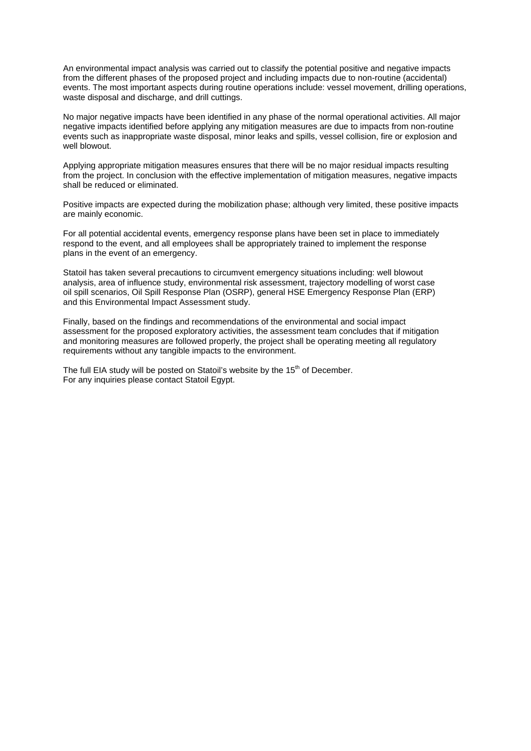An environmental impact analysis was carried out to classify the potential positive and negative impacts from the different phases of the proposed project and including impacts due to non-routine (accidental) events. The most important aspects during routine operations include: vessel movement, drilling operations, waste disposal and discharge, and drill cuttings.

No major negative impacts have been identified in any phase of the normal operational activities. All major negative impacts identified before applying any mitigation measures are due to impacts from non-routine events such as inappropriate waste disposal, minor leaks and spills, vessel collision, fire or explosion and well blowout.

Applying appropriate mitigation measures ensures that there will be no major residual impacts resulting from the project. In conclusion with the effective implementation of mitigation measures, negative impacts shall be reduced or eliminated.

Positive impacts are expected during the mobilization phase; although very limited, these positive impacts are mainly economic.

For all potential accidental events, emergency response plans have been set in place to immediately respond to the event, and all employees shall be appropriately trained to implement the response plans in the event of an emergency.

Statoil has taken several precautions to circumvent emergency situations including: well blowout analysis, area of influence study, environmental risk assessment, trajectory modelling of worst case oil spill scenarios, Oil Spill Response Plan (OSRP), general HSE Emergency Response Plan (ERP) and this Environmental Impact Assessment study.

Finally, based on the findings and recommendations of the environmental and social impact assessment for the proposed exploratory activities, the assessment team concludes that if mitigation and monitoring measures are followed properly, the project shall be operating meeting all regulatory requirements without any tangible impacts to the environment.

The full EIA study will be posted on Statoil's website by the 15th of December.
For any inquiries please contact Statoil Egypt.